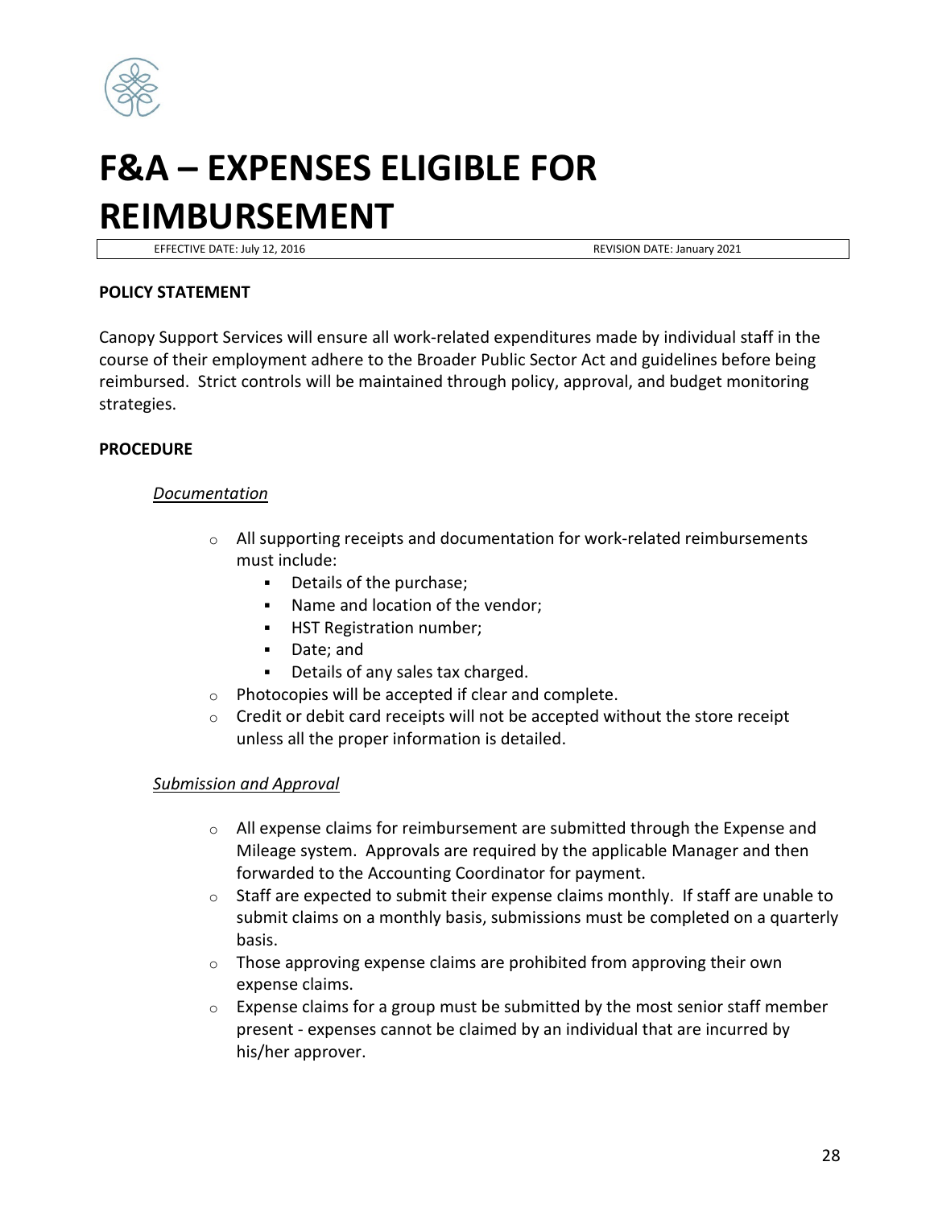# F&A – EXPENSES ELIGIBLE FOR REIMBURSEMENT

EFFECTIVE DATE: July 12, 2016 REVISION DATE: January 2021

**POLICY STATEMENT**

Canopy Support Services will ensure all work-related expenditures made by individual staff in the course of their employment adhere to the Broader Public Sector Act and guidelines before being reimbursed. Strict controls will be maintained through policy, approval, and budget monitoring strategies.

**PROCEDURE**

*Documentation*

- All supporting receipts and documentation for work-related reimbursements must include:
  - Details of the purchase;
  - Name and location of the vendor;
  - HST Registration number;
  - Date; and
  - Details of any sales tax charged.
- Photocopies will be accepted if clear and complete.
- Credit or debit card receipts will not be accepted without the store receipt unless all the proper information is detailed.

*Submission and Approval*

- All expense claims for reimbursement are submitted through the Expense and Mileage system. Approvals are required by the applicable Manager and then forwarded to the Accounting Coordinator for payment.
- Staff are expected to submit their expense claims monthly. If staff are unable to submit claims on a monthly basis, submissions must be completed on a quarterly basis.
- Those approving expense claims are prohibited from approving their own expense claims.
- Expense claims for a group must be submitted by the most senior staff member present - expenses cannot be claimed by an individual that are incurred by his/her approver.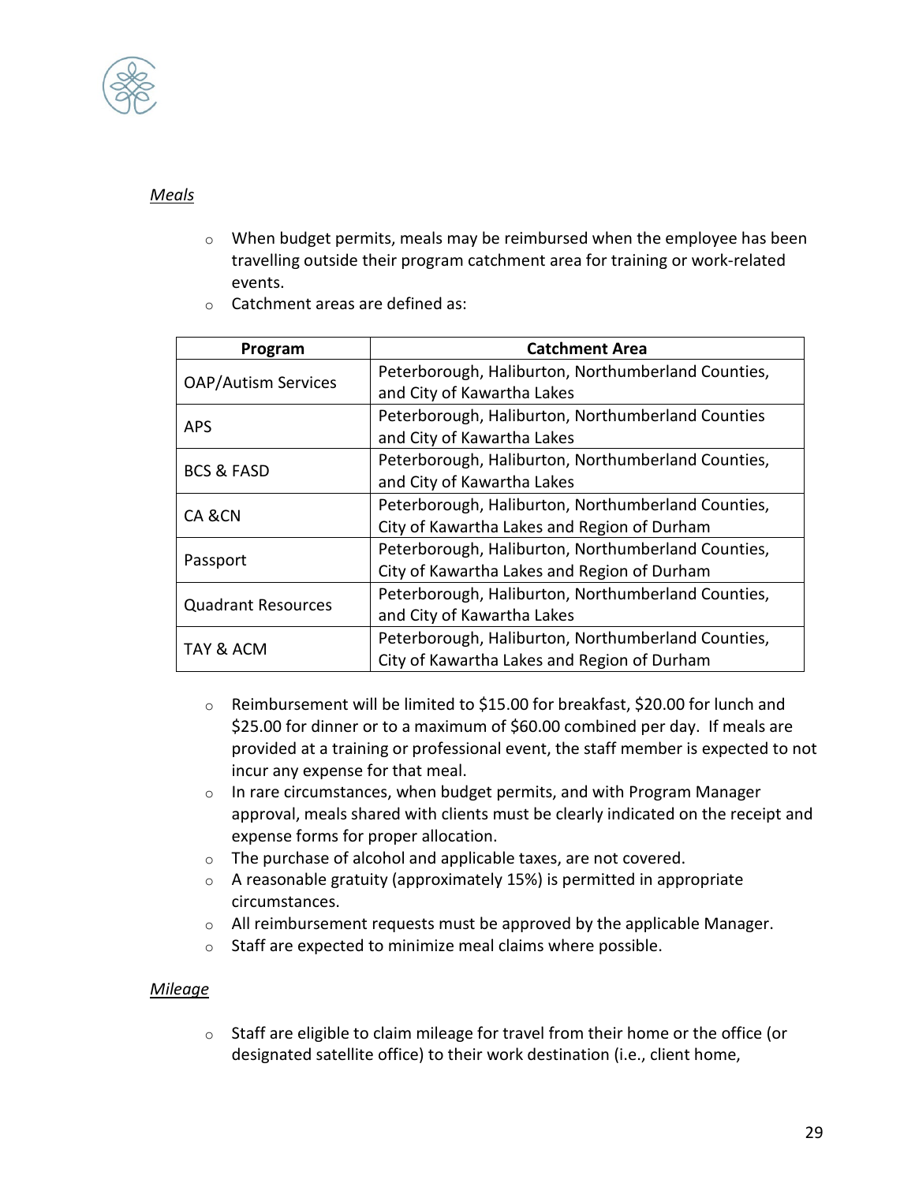*Meals*

- When budget permits, meals may be reimbursed when the employee has been travelling outside their program catchment area for training or work-related events.
- Catchment areas are defined as:

| Program | Catchment Area |
|---|---|
| OAP/Autism Services | Peterborough, Haliburton, Northumberland Counties, and City of Kawartha Lakes |
| APS | Peterborough, Haliburton, Northumberland Counties and City of Kawartha Lakes |
| BCS & FASD | Peterborough, Haliburton, Northumberland Counties, and City of Kawartha Lakes |
| CA &CN | Peterborough, Haliburton, Northumberland Counties, City of Kawartha Lakes and Region of Durham |
| Passport | Peterborough, Haliburton, Northumberland Counties, City of Kawartha Lakes and Region of Durham |
| Quadrant Resources | Peterborough, Haliburton, Northumberland Counties, and City of Kawartha Lakes |
| TAY & ACM | Peterborough, Haliburton, Northumberland Counties, City of Kawartha Lakes and Region of Durham |

- Reimbursement will be limited to $15.00 for breakfast, $20.00 for lunch and $25.00 for dinner or to a maximum of $60.00 combined per day. If meals are provided at a training or professional event, the staff member is expected to not incur any expense for that meal.
- In rare circumstances, when budget permits, and with Program Manager approval, meals shared with clients must be clearly indicated on the receipt and expense forms for proper allocation.
- The purchase of alcohol and applicable taxes, are not covered.
- A reasonable gratuity (approximately 15%) is permitted in appropriate circumstances.
- All reimbursement requests must be approved by the applicable Manager.
- Staff are expected to minimize meal claims where possible.

*Mileage*

- Staff are eligible to claim mileage for travel from their home or the office (or designated satellite office) to their work destination (i.e., client home,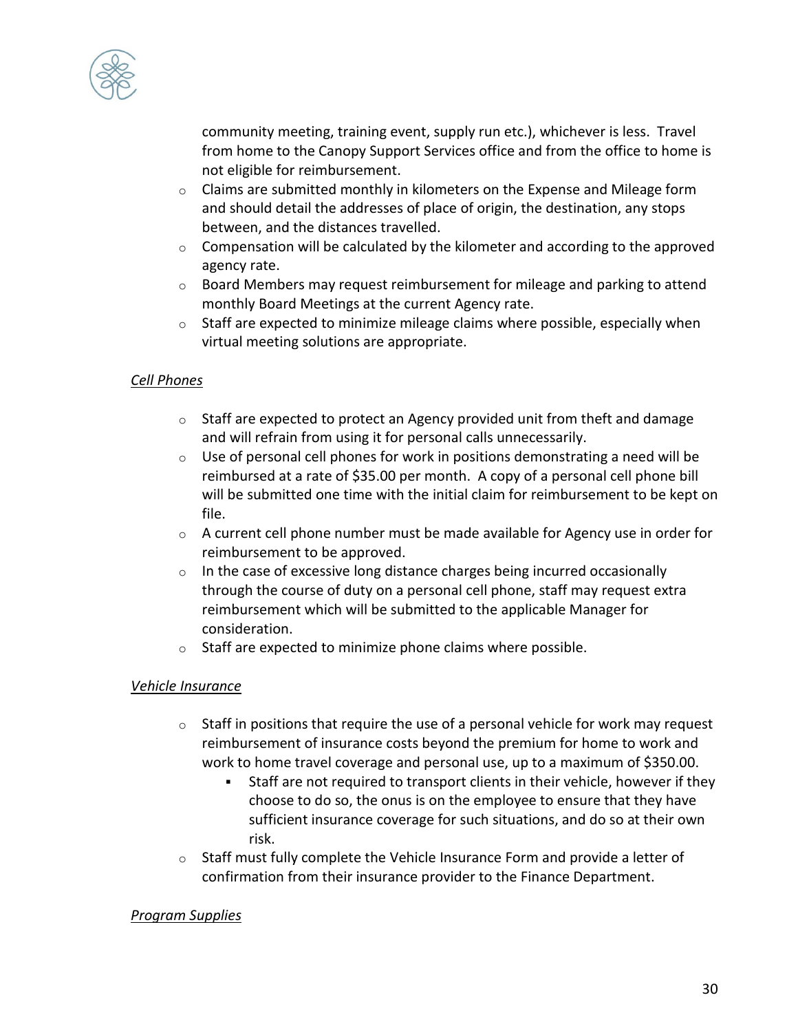community meeting, training event, supply run etc.), whichever is less. Travel from home to the Canopy Support Services office and from the office to home is not eligible for reimbursement.

- Claims are submitted monthly in kilometers on the Expense and Mileage form and should detail the addresses of place of origin, the destination, any stops between, and the distances travelled.
- Compensation will be calculated by the kilometer and according to the approved agency rate.
- Board Members may request reimbursement for mileage and parking to attend monthly Board Meetings at the current Agency rate.
- Staff are expected to minimize mileage claims where possible, especially when virtual meeting solutions are appropriate.

*Cell Phones*

- Staff are expected to protect an Agency provided unit from theft and damage and will refrain from using it for personal calls unnecessarily.
- Use of personal cell phones for work in positions demonstrating a need will be reimbursed at a rate of $35.00 per month. A copy of a personal cell phone bill will be submitted one time with the initial claim for reimbursement to be kept on file.
- A current cell phone number must be made available for Agency use in order for reimbursement to be approved.
- In the case of excessive long distance charges being incurred occasionally through the course of duty on a personal cell phone, staff may request extra reimbursement which will be submitted to the applicable Manager for consideration.
- Staff are expected to minimize phone claims where possible.

*Vehicle Insurance*

- Staff in positions that require the use of a personal vehicle for work may request reimbursement of insurance costs beyond the premium for home to work and work to home travel coverage and personal use, up to a maximum of $350.00.
  - Staff are not required to transport clients in their vehicle, however if they choose to do so, the onus is on the employee to ensure that they have sufficient insurance coverage for such situations, and do so at their own risk.
- Staff must fully complete the Vehicle Insurance Form and provide a letter of confirmation from their insurance provider to the Finance Department.

*Program Supplies*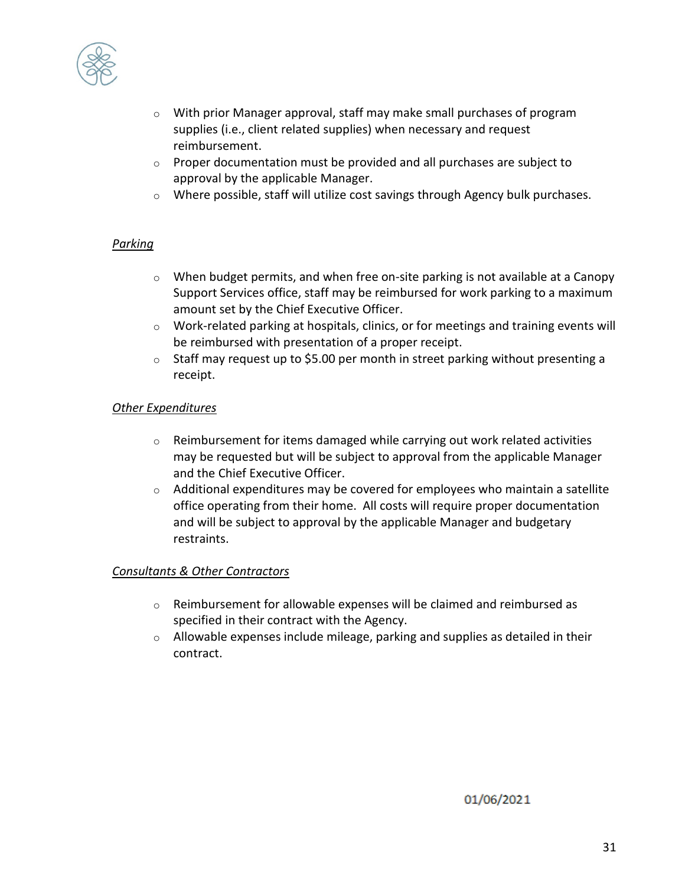- With prior Manager approval, staff may make small purchases of program supplies (i.e., client related supplies) when necessary and request reimbursement.
- Proper documentation must be provided and all purchases are subject to approval by the applicable Manager.
- Where possible, staff will utilize cost savings through Agency bulk purchases.

*Parking*

- When budget permits, and when free on-site parking is not available at a Canopy Support Services office, staff may be reimbursed for work parking to a maximum amount set by the Chief Executive Officer.
- Work-related parking at hospitals, clinics, or for meetings and training events will be reimbursed with presentation of a proper receipt.
- Staff may request up to $5.00 per month in street parking without presenting a receipt.

*Other Expenditures*

- Reimbursement for items damaged while carrying out work related activities may be requested but will be subject to approval from the applicable Manager and the Chief Executive Officer.
- Additional expenditures may be covered for employees who maintain a satellite office operating from their home. All costs will require proper documentation and will be subject to approval by the applicable Manager and budgetary restraints.

*Consultants & Other Contractors*

- Reimbursement for allowable expenses will be claimed and reimbursed as specified in their contract with the Agency.
- Allowable expenses include mileage, parking and supplies as detailed in their contract.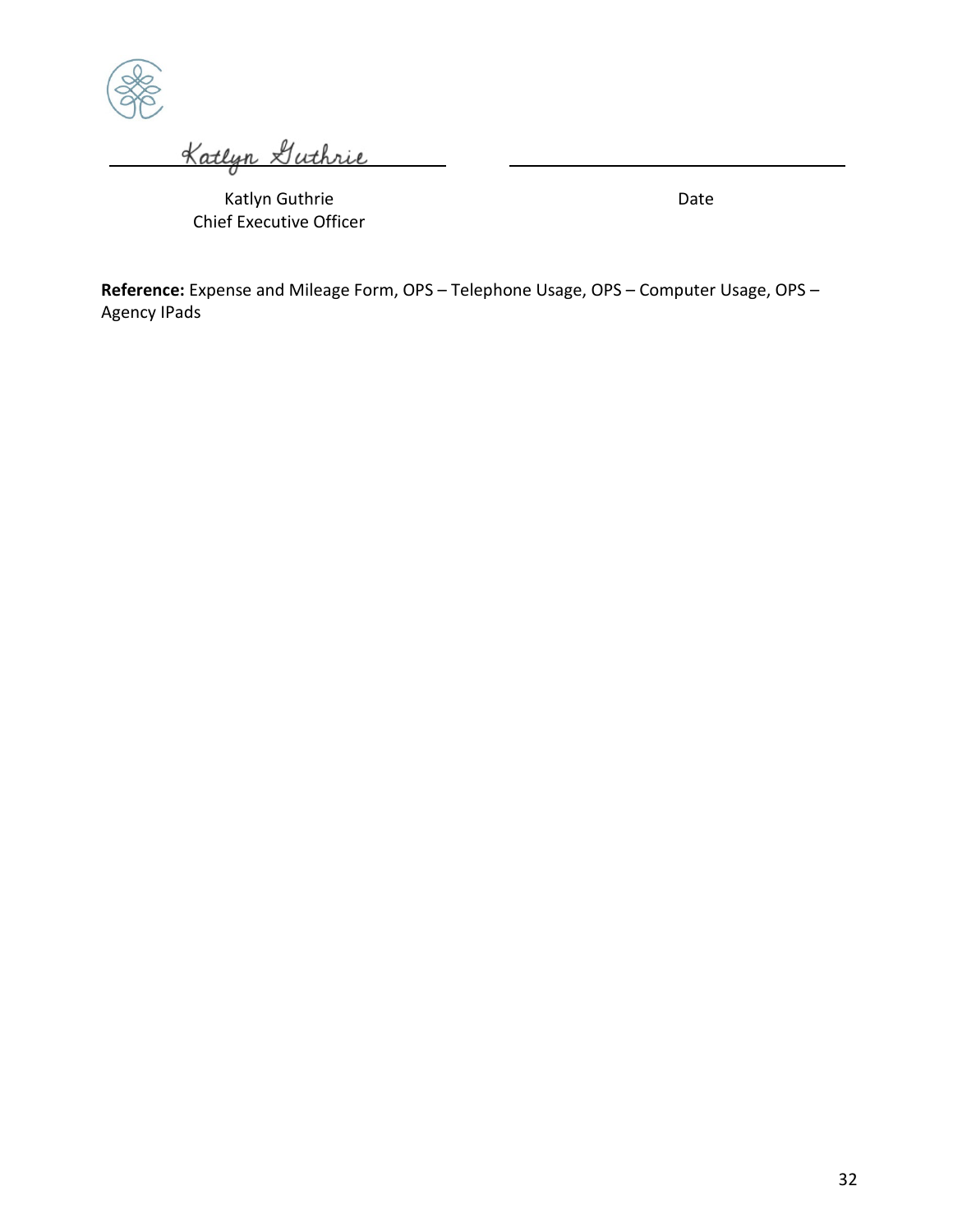Katlyn Guthrie

Katlyn Guthrie
Chief Executive Officer

Date

**Reference:** Expense and Mileage Form, OPS – Telephone Usage, OPS – Computer Usage, OPS – Agency IPads